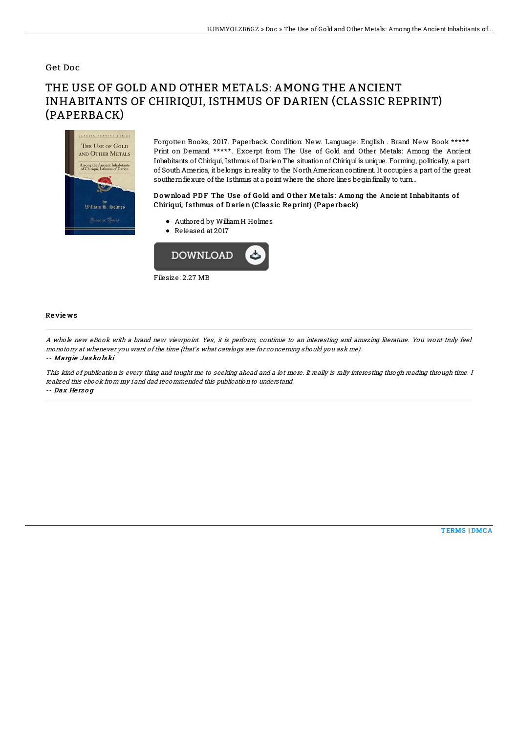Get Doc

# THE USE OF GOLD AND OTHER METALS: AMONG THE ANCIENT INHABITANTS OF CHIRIQUI, ISTHMUS OF DARIEN (CLASSIC REPRINT) (PAPERBACK)

Forgotten Books, 2017. Paperback. Condition: New. Language: English . Brand New Book ***** Print on Demand *****. Excerpt from The Use of Gold and Other Metals: Among the Ancient Inhabitants of Chiriqui, Isthmus of Darien The situation of Chiriqui is unique. Forming, politically, a part of South America, it belongs in reality to the North American continent. It occupies a part of the great southern flexure of the Isthmus at a point where the shore lines begin finally to turn...

### Download PDF The Use of Gold and Other Metals: Among the Ancient Inhabitants of Chiriqui, Isthmus of Darien (Classic Reprint) (Paperback)

- Authored by William H Holmes
- Released at 2017

DOWNLOAD

Filesize: 2.27 MB

## Reviews

*A whole new eBook with a brand new viewpoint. Yes, it is perform, continue to an interesting and amazing literature. You wont truly feel monotony at whenever you want of the time (that's what catalogs are for concerning should you ask me).*

-- ***Margie Jaskolski***

*This kind of publication is every thing and taught me to seeking ahead and a lot more. It really is rally interesting throgh reading through time. I realized this ebook from my i and dad recommended this publication to understand.*

-- ***Dax Herzog***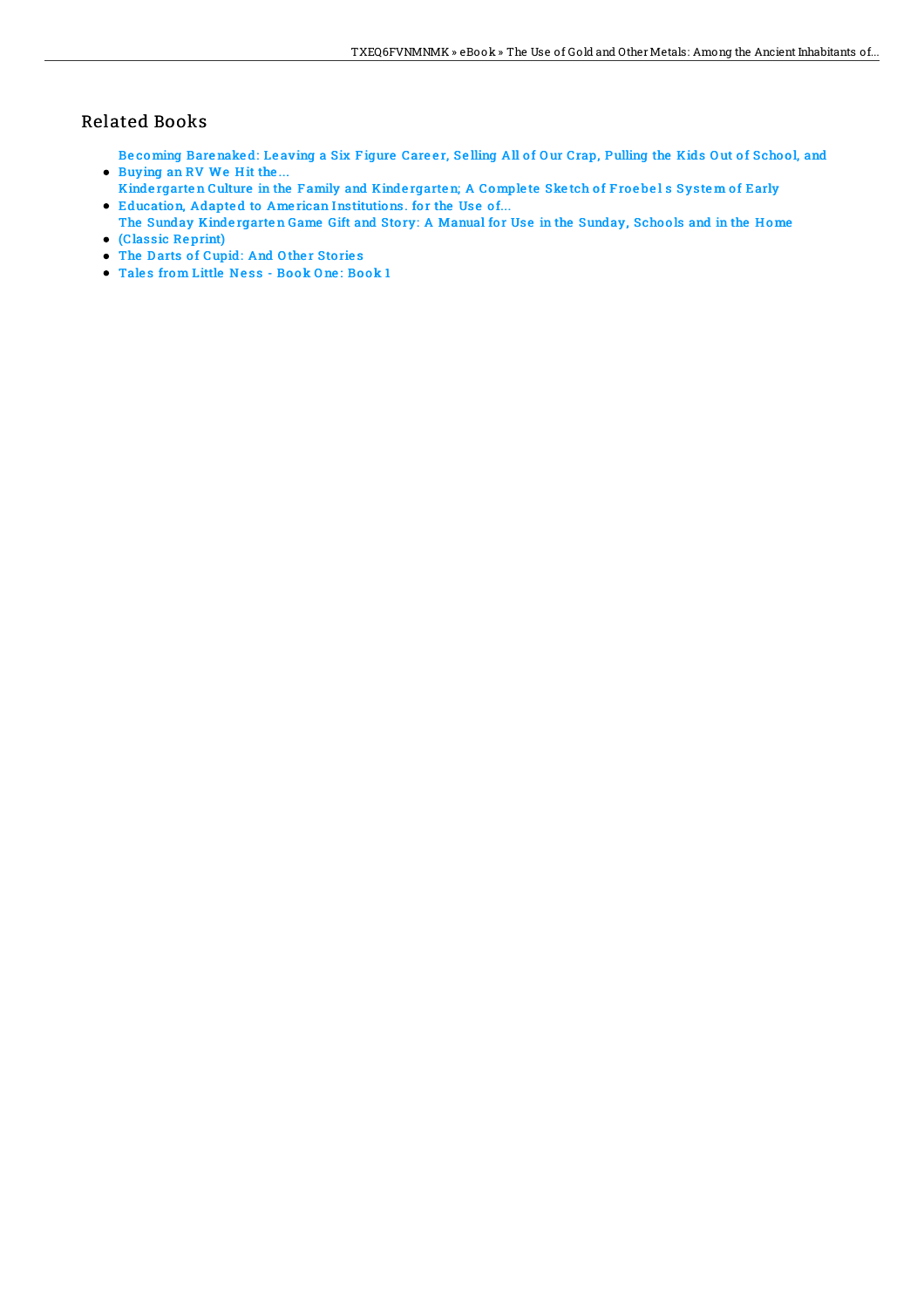## Related Books

- Becoming Barenaked: Leaving a Six Figure Career, Selling All of Our Crap, Pulling the Kids Out of School, and Buying an RV We Hit the...
- Kindergarten Culture in the Family and Kindergarten; A Complete Sketch of Froebel s System of Early Education, Adapted to American Institutions. for the Use of...
- The Sunday Kindergarten Game Gift and Story: A Manual for Use in the Sunday, Schools and in the Home (Classic Reprint)
- The Darts of Cupid: And Other Stories
- Tales from Little Ness - Book One: Book 1